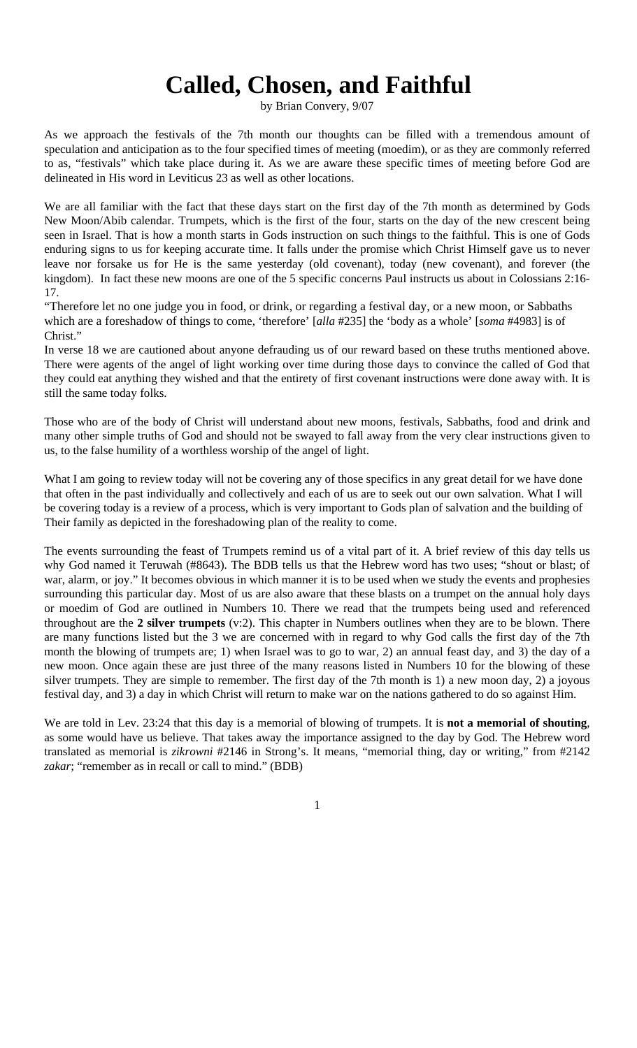# Called, Chosen, and Faithful

by Brian Convery, 9/07

As we approach the festivals of the 7th month our thoughts can be filled with a tremendous amount of speculation and anticipation as to the four specified times of meeting (moedim), or as they are commonly referred to as, "festivals" which take place during it. As we are aware these specific times of meeting before God are delineated in His word in Leviticus 23 as well as other locations.

We are all familiar with the fact that these days start on the first day of the 7th month as determined by Gods New Moon/Abib calendar. Trumpets, which is the first of the four, starts on the day of the new crescent being seen in Israel. That is how a month starts in Gods instruction on such things to the faithful. This is one of Gods enduring signs to us for keeping accurate time. It falls under the promise which Christ Himself gave us to never leave nor forsake us for He is the same yesterday (old covenant), today (new covenant), and forever (the kingdom). In fact these new moons are one of the 5 specific concerns Paul instructs us about in Colossians 2:16-17.

"Therefore let no one judge you in food, or drink, or regarding a festival day, or a new moon, or Sabbaths which are a foreshadow of things to come, 'therefore' [*alla* #235] the 'body as a whole' [*soma* #4983] is of Christ."

In verse 18 we are cautioned about anyone defrauding us of our reward based on these truths mentioned above. There were agents of the angel of light working over time during those days to convince the called of God that they could eat anything they wished and that the entirety of first covenant instructions were done away with. It is still the same today folks.

Those who are of the body of Christ will understand about new moons, festivals, Sabbaths, food and drink and many other simple truths of God and should not be swayed to fall away from the very clear instructions given to us, to the false humility of a worthless worship of the angel of light.

What I am going to review today will not be covering any of those specifics in any great detail for we have done that often in the past individually and collectively and each of us are to seek out our own salvation. What I will be covering today is a review of a process, which is very important to Gods plan of salvation and the building of Their family as depicted in the foreshadowing plan of the reality to come.

The events surrounding the feast of Trumpets remind us of a vital part of it. A brief review of this day tells us why God named it Teruwah (#8643). The BDB tells us that the Hebrew word has two uses; "shout or blast; of war, alarm, or joy." It becomes obvious in which manner it is to be used when we study the events and prophesies surrounding this particular day. Most of us are also aware that these blasts on a trumpet on the annual holy days or moedim of God are outlined in Numbers 10. There we read that the trumpets being used and referenced throughout are the **2 silver trumpets** (v:2). This chapter in Numbers outlines when they are to be blown. There are many functions listed but the 3 we are concerned with in regard to why God calls the first day of the 7th month the blowing of trumpets are; 1) when Israel was to go to war, 2) an annual feast day, and 3) the day of a new moon. Once again these are just three of the many reasons listed in Numbers 10 for the blowing of these silver trumpets. They are simple to remember. The first day of the 7th month is 1) a new moon day, 2) a joyous festival day, and 3) a day in which Christ will return to make war on the nations gathered to do so against Him.

We are told in Lev. 23:24 that this day is a memorial of blowing of trumpets. It is **not a memorial of shouting**, as some would have us believe. That takes away the importance assigned to the day by God. The Hebrew word translated as memorial is *zikrowni* #2146 in Strong's. It means, "memorial thing, day or writing," from #2142 *zakar*; "remember as in recall or call to mind." (BDB)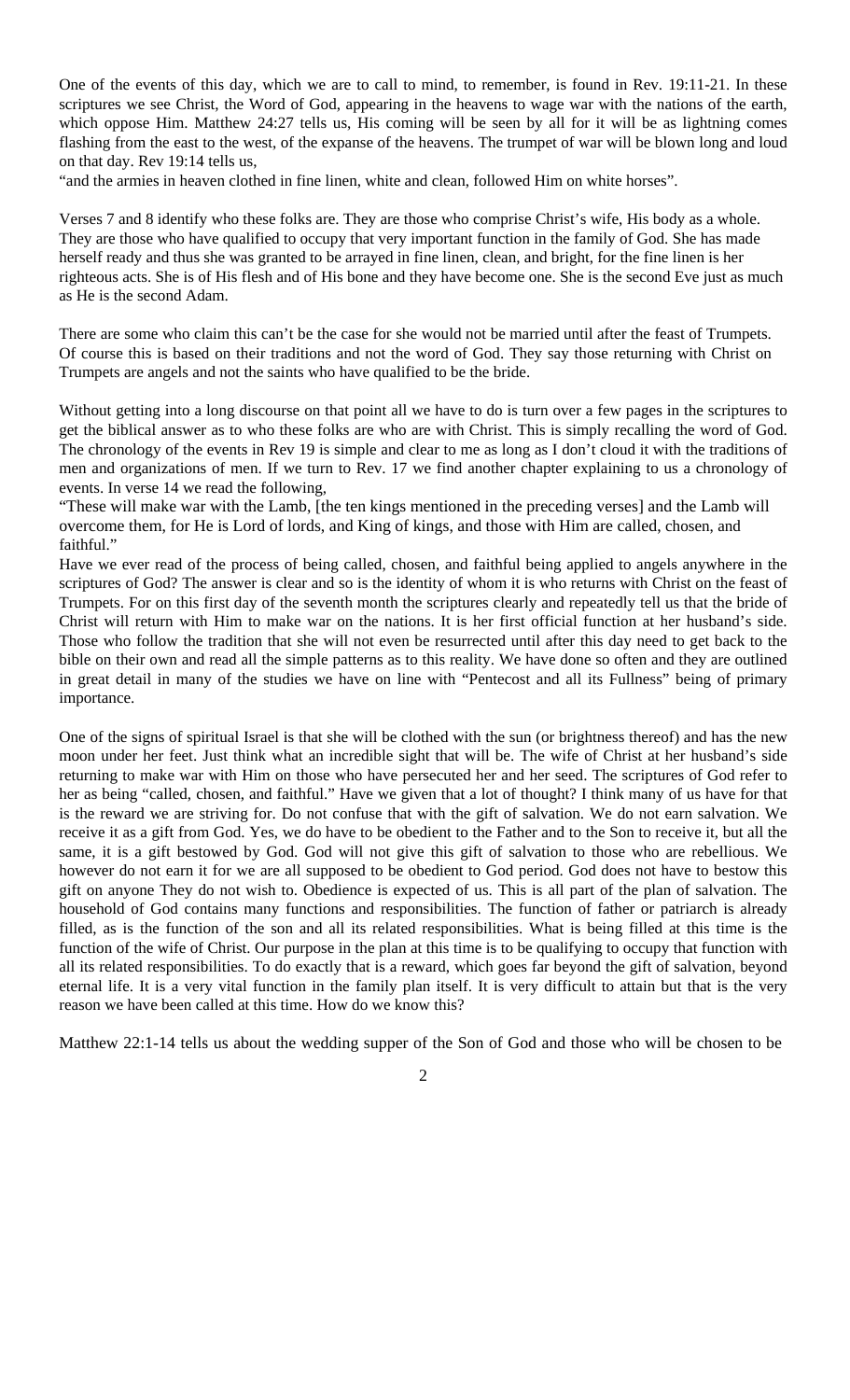One of the events of this day, which we are to call to mind, to remember, is found in Rev. 19:11-21. In these scriptures we see Christ, the Word of God, appearing in the heavens to wage war with the nations of the earth, which oppose Him. Matthew 24:27 tells us, His coming will be seen by all for it will be as lightning comes flashing from the east to the west, of the expanse of the heavens. The trumpet of war will be blown long and loud on that day. Rev 19:14 tells us,

"and the armies in heaven clothed in fine linen, white and clean, followed Him on white horses".

Verses 7 and 8 identify who these folks are. They are those who comprise Christ's wife, His body as a whole. They are those who have qualified to occupy that very important function in the family of God. She has made herself ready and thus she was granted to be arrayed in fine linen, clean, and bright, for the fine linen is her righteous acts. She is of His flesh and of His bone and they have become one. She is the second Eve just as much as He is the second Adam.

There are some who claim this can't be the case for she would not be married until after the feast of Trumpets. Of course this is based on their traditions and not the word of God. They say those returning with Christ on Trumpets are angels and not the saints who have qualified to be the bride.

Without getting into a long discourse on that point all we have to do is turn over a few pages in the scriptures to get the biblical answer as to who these folks are who are with Christ. This is simply recalling the word of God. The chronology of the events in Rev 19 is simple and clear to me as long as I don't cloud it with the traditions of men and organizations of men. If we turn to Rev. 17 we find another chapter explaining to us a chronology of events. In verse 14 we read the following,

"These will make war with the Lamb, [the ten kings mentioned in the preceding verses] and the Lamb will overcome them, for He is Lord of lords, and King of kings, and those with Him are called, chosen, and faithful."

Have we ever read of the process of being called, chosen, and faithful being applied to angels anywhere in the scriptures of God? The answer is clear and so is the identity of whom it is who returns with Christ on the feast of Trumpets. For on this first day of the seventh month the scriptures clearly and repeatedly tell us that the bride of Christ will return with Him to make war on the nations. It is her first official function at her husband's side. Those who follow the tradition that she will not even be resurrected until after this day need to get back to the bible on their own and read all the simple patterns as to this reality. We have done so often and they are outlined in great detail in many of the studies we have on line with "Pentecost and all its Fullness" being of primary importance.

One of the signs of spiritual Israel is that she will be clothed with the sun (or brightness thereof) and has the new moon under her feet. Just think what an incredible sight that will be. The wife of Christ at her husband's side returning to make war with Him on those who have persecuted her and her seed. The scriptures of God refer to her as being "called, chosen, and faithful." Have we given that a lot of thought? I think many of us have for that is the reward we are striving for. Do not confuse that with the gift of salvation. We do not earn salvation. We receive it as a gift from God. Yes, we do have to be obedient to the Father and to the Son to receive it, but all the same, it is a gift bestowed by God. God will not give this gift of salvation to those who are rebellious. We however do not earn it for we are all supposed to be obedient to God period. God does not have to bestow this gift on anyone They do not wish to. Obedience is expected of us. This is all part of the plan of salvation. The household of God contains many functions and responsibilities. The function of father or patriarch is already filled, as is the function of the son and all its related responsibilities. What is being filled at this time is the function of the wife of Christ. Our purpose in the plan at this time is to be qualifying to occupy that function with all its related responsibilities. To do exactly that is a reward, which goes far beyond the gift of salvation, beyond eternal life. It is a very vital function in the family plan itself. It is very difficult to attain but that is the very reason we have been called at this time. How do we know this?

Matthew 22:1-14 tells us about the wedding supper of the Son of God and those who will be chosen to be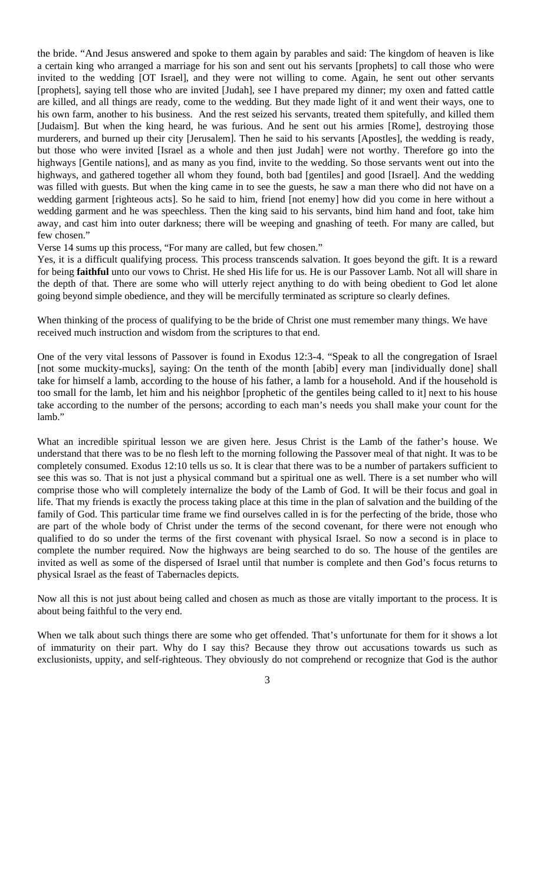the bride. "And Jesus answered and spoke to them again by parables and said: The kingdom of heaven is like a certain king who arranged a marriage for his son and sent out his servants [prophets] to call those who were invited to the wedding [OT Israel], and they were not willing to come. Again, he sent out other servants [prophets], saying tell those who are invited [Judah], see I have prepared my dinner; my oxen and fatted cattle are killed, and all things are ready, come to the wedding. But they made light of it and went their ways, one to his own farm, another to his business. And the rest seized his servants, treated them spitefully, and killed them [Judaism]. But when the king heard, he was furious. And he sent out his armies [Rome], destroying those murderers, and burned up their city [Jerusalem]. Then he said to his servants [Apostles], the wedding is ready, but those who were invited [Israel as a whole and then just Judah] were not worthy. Therefore go into the highways [Gentile nations], and as many as you find, invite to the wedding. So those servants went out into the highways, and gathered together all whom they found, both bad [gentiles] and good [Israel]. And the wedding was filled with guests. But when the king came in to see the guests, he saw a man there who did not have on a wedding garment [righteous acts]. So he said to him, friend [not enemy] how did you come in here without a wedding garment and he was speechless. Then the king said to his servants, bind him hand and foot, take him away, and cast him into outer darkness; there will be weeping and gnashing of teeth. For many are called, but few chosen."

Verse 14 sums up this process, "For many are called, but few chosen."

Yes, it is a difficult qualifying process. This process transcends salvation. It goes beyond the gift. It is a reward for being **faithful** unto our vows to Christ. He shed His life for us. He is our Passover Lamb. Not all will share in the depth of that. There are some who will utterly reject anything to do with being obedient to God let alone going beyond simple obedience, and they will be mercifully terminated as scripture so clearly defines.

When thinking of the process of qualifying to be the bride of Christ one must remember many things. We have received much instruction and wisdom from the scriptures to that end.

One of the very vital lessons of Passover is found in Exodus 12:3-4. "Speak to all the congregation of Israel [not some muckity-mucks], saying: On the tenth of the month [abib] every man [individually done] shall take for himself a lamb, according to the house of his father, a lamb for a household. And if the household is too small for the lamb, let him and his neighbor [prophetic of the gentiles being called to it] next to his house take according to the number of the persons; according to each man's needs you shall make your count for the lamb."

What an incredible spiritual lesson we are given here. Jesus Christ is the Lamb of the father's house. We understand that there was to be no flesh left to the morning following the Passover meal of that night. It was to be completely consumed. Exodus 12:10 tells us so. It is clear that there was to be a number of partakers sufficient to see this was so. That is not just a physical command but a spiritual one as well. There is a set number who will comprise those who will completely internalize the body of the Lamb of God. It will be their focus and goal in life. That my friends is exactly the process taking place at this time in the plan of salvation and the building of the family of God. This particular time frame we find ourselves called in is for the perfecting of the bride, those who are part of the whole body of Christ under the terms of the second covenant, for there were not enough who qualified to do so under the terms of the first covenant with physical Israel. So now a second is in place to complete the number required. Now the highways are being searched to do so. The house of the gentiles are invited as well as some of the dispersed of Israel until that number is complete and then God's focus returns to physical Israel as the feast of Tabernacles depicts.

Now all this is not just about being called and chosen as much as those are vitally important to the process. It is about being faithful to the very end.

When we talk about such things there are some who get offended. That's unfortunate for them for it shows a lot of immaturity on their part. Why do I say this? Because they throw out accusations towards us such as exclusionists, uppity, and self-righteous. They obviously do not comprehend or recognize that God is the author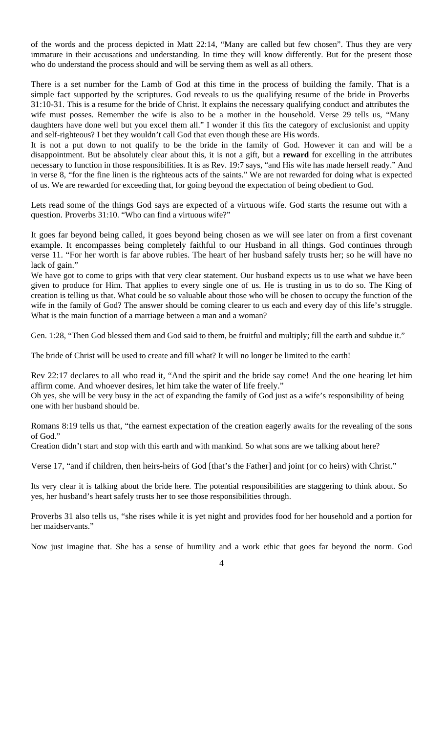of the words and the process depicted in Matt 22:14, "Many are called but few chosen". Thus they are very immature in their accusations and understanding. In time they will know differently. But for the present those who do understand the process should and will be serving them as well as all others.

There is a set number for the Lamb of God at this time in the process of building the family. That is a simple fact supported by the scriptures. God reveals to us the qualifying resume of the bride in Proverbs 31:10-31. This is a resume for the bride of Christ. It explains the necessary qualifying conduct and attributes the wife must posses. Remember the wife is also to be a mother in the household. Verse 29 tells us, "Many daughters have done well but you excel them all." I wonder if this fits the category of exclusionist and uppity and self-righteous? I bet they wouldn't call God that even though these are His words.

It is not a put down to not qualify to be the bride in the family of God. However it can and will be a disappointment. But be absolutely clear about this, it is not a gift, but a **reward** for excelling in the attributes necessary to function in those responsibilities. It is as Rev. 19:7 says, "and His wife has made herself ready." And in verse 8, "for the fine linen is the righteous acts of the saints." We are not rewarded for doing what is expected of us. We are rewarded for exceeding that, for going beyond the expectation of being obedient to God.

Lets read some of the things God says are expected of a virtuous wife. God starts the resume out with a question. Proverbs 31:10. "Who can find a virtuous wife?"

It goes far beyond being called, it goes beyond being chosen as we will see later on from a first covenant example. It encompasses being completely faithful to our Husband in all things. God continues through verse 11. "For her worth is far above rubies. The heart of her husband safely trusts her; so he will have no lack of gain."

We have got to come to grips with that very clear statement. Our husband expects us to use what we have been given to produce for Him. That applies to every single one of us. He is trusting in us to do so. The King of creation is telling us that. What could be so valuable about those who will be chosen to occupy the function of the wife in the family of God? The answer should be coming clearer to us each and every day of this life's struggle. What is the main function of a marriage between a man and a woman?

Gen. 1:28, "Then God blessed them and God said to them, be fruitful and multiply; fill the earth and subdue it."

The bride of Christ will be used to create and fill what? It will no longer be limited to the earth!

Rev 22:17 declares to all who read it, "And the spirit and the bride say come! And the one hearing let him affirm come. And whoever desires, let him take the water of life freely."

Oh yes, she will be very busy in the act of expanding the family of God just as a wife's responsibility of being one with her husband should be.

Romans 8:19 tells us that, "the earnest expectation of the creation eagerly awaits for the revealing of the sons of God."

Creation didn't start and stop with this earth and with mankind. So what sons are we talking about here?

Verse 17, "and if children, then heirs-heirs of God [that's the Father] and joint (or co heirs) with Christ."

Its very clear it is talking about the bride here. The potential responsibilities are staggering to think about. So yes, her husband's heart safely trusts her to see those responsibilities through.

Proverbs 31 also tells us, "she rises while it is yet night and provides food for her household and a portion for her maidservants."

Now just imagine that. She has a sense of humility and a work ethic that goes far beyond the norm. God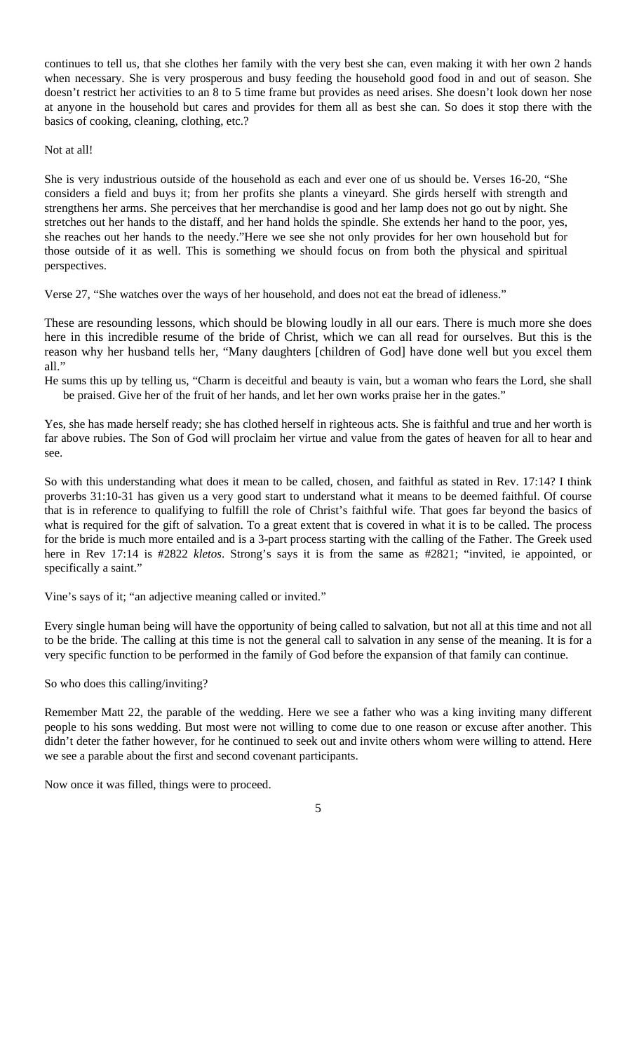continues to tell us, that she clothes her family with the very best she can, even making it with her own 2 hands when necessary. She is very prosperous and busy feeding the household good food in and out of season. She doesn't restrict her activities to an 8 to 5 time frame but provides as need arises. She doesn't look down her nose at anyone in the household but cares and provides for them all as best she can. So does it stop there with the basics of cooking, cleaning, clothing, etc.?

Not at all!

She is very industrious outside of the household as each and ever one of us should be. Verses 16-20, "She considers a field and buys it; from her profits she plants a vineyard. She girds herself with strength and strengthens her arms. She perceives that her merchandise is good and her lamp does not go out by night. She stretches out her hands to the distaff, and her hand holds the spindle. She extends her hand to the poor, yes, she reaches out her hands to the needy."Here we see she not only provides for her own household but for those outside of it as well. This is something we should focus on from both the physical and spiritual perspectives.

Verse 27, "She watches over the ways of her household, and does not eat the bread of idleness."

These are resounding lessons, which should be blowing loudly in all our ears. There is much more she does here in this incredible resume of the bride of Christ, which we can all read for ourselves. But this is the reason why her husband tells her, "Many daughters [children of God] have done well but you excel them all."

He sums this up by telling us, "Charm is deceitful and beauty is vain, but a woman who fears the Lord, she shall be praised. Give her of the fruit of her hands, and let her own works praise her in the gates."

Yes, she has made herself ready; she has clothed herself in righteous acts. She is faithful and true and her worth is far above rubies. The Son of God will proclaim her virtue and value from the gates of heaven for all to hear and see.

So with this understanding what does it mean to be called, chosen, and faithful as stated in Rev. 17:14? I think proverbs 31:10-31 has given us a very good start to understand what it means to be deemed faithful. Of course that is in reference to qualifying to fulfill the role of Christ's faithful wife. That goes far beyond the basics of what is required for the gift of salvation. To a great extent that is covered in what it is to be called. The process for the bride is much more entailed and is a 3-part process starting with the calling of the Father. The Greek used here in Rev 17:14 is #2822 *kletos*. Strong's says it is from the same as #2821; "invited, ie appointed, or specifically a saint."

Vine's says of it; "an adjective meaning called or invited."

Every single human being will have the opportunity of being called to salvation, but not all at this time and not all to be the bride. The calling at this time is not the general call to salvation in any sense of the meaning. It is for a very specific function to be performed in the family of God before the expansion of that family can continue.

So who does this calling/inviting?

Remember Matt 22, the parable of the wedding. Here we see a father who was a king inviting many different people to his sons wedding. But most were not willing to come due to one reason or excuse after another. This didn't deter the father however, for he continued to seek out and invite others whom were willing to attend. Here we see a parable about the first and second covenant participants.

Now once it was filled, things were to proceed.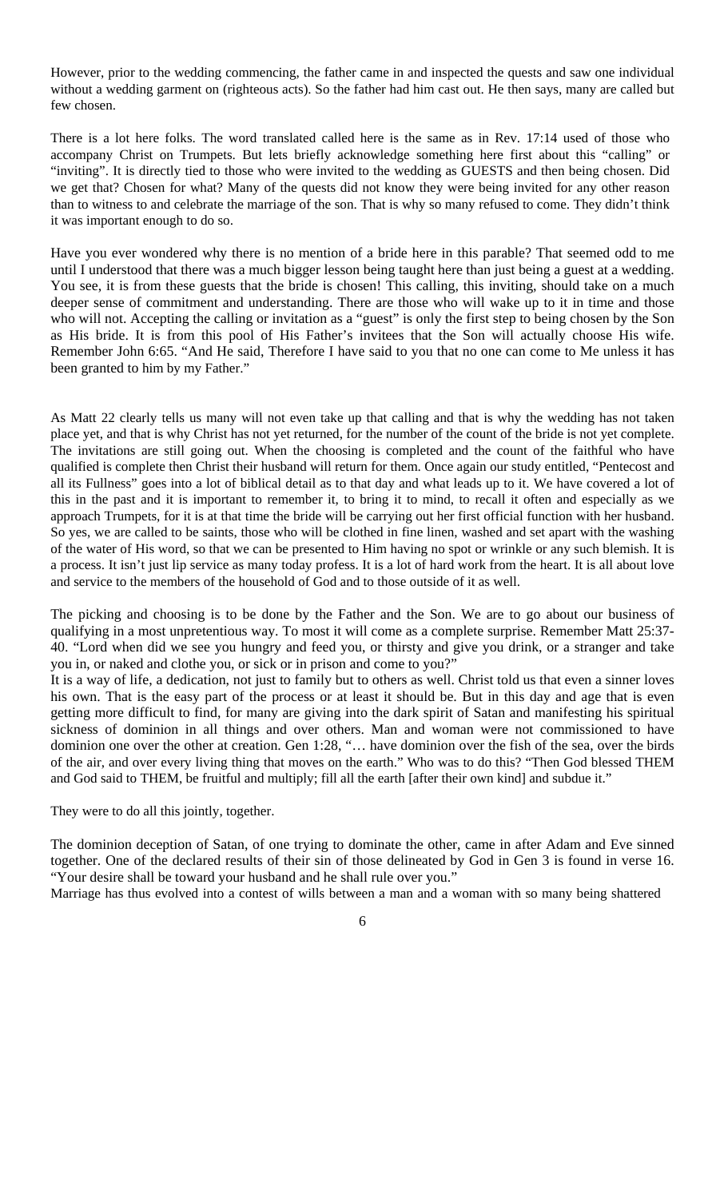However, prior to the wedding commencing, the father came in and inspected the quests and saw one individual without a wedding garment on (righteous acts). So the father had him cast out. He then says, many are called but few chosen.

There is a lot here folks. The word translated called here is the same as in Rev. 17:14 used of those who accompany Christ on Trumpets. But lets briefly acknowledge something here first about this "calling" or "inviting". It is directly tied to those who were invited to the wedding as GUESTS and then being chosen. Did we get that? Chosen for what? Many of the quests did not know they were being invited for any other reason than to witness to and celebrate the marriage of the son. That is why so many refused to come. They didn't think it was important enough to do so.

Have you ever wondered why there is no mention of a bride here in this parable? That seemed odd to me until I understood that there was a much bigger lesson being taught here than just being a guest at a wedding. You see, it is from these guests that the bride is chosen! This calling, this inviting, should take on a much deeper sense of commitment and understanding. There are those who will wake up to it in time and those who will not. Accepting the calling or invitation as a "guest" is only the first step to being chosen by the Son as His bride. It is from this pool of His Father's invitees that the Son will actually choose His wife. Remember John 6:65. "And He said, Therefore I have said to you that no one can come to Me unless it has been granted to him by my Father."

As Matt 22 clearly tells us many will not even take up that calling and that is why the wedding has not taken place yet, and that is why Christ has not yet returned, for the number of the count of the bride is not yet complete. The invitations are still going out. When the choosing is completed and the count of the faithful who have qualified is complete then Christ their husband will return for them. Once again our study entitled, "Pentecost and all its Fullness" goes into a lot of biblical detail as to that day and what leads up to it. We have covered a lot of this in the past and it is important to remember it, to bring it to mind, to recall it often and especially as we approach Trumpets, for it is at that time the bride will be carrying out her first official function with her husband. So yes, we are called to be saints, those who will be clothed in fine linen, washed and set apart with the washing of the water of His word, so that we can be presented to Him having no spot or wrinkle or any such blemish. It is a process. It isn't just lip service as many today profess. It is a lot of hard work from the heart. It is all about love and service to the members of the household of God and to those outside of it as well.

The picking and choosing is to be done by the Father and the Son. We are to go about our business of qualifying in a most unpretentious way. To most it will come as a complete surprise. Remember Matt 25:37-40. "Lord when did we see you hungry and feed you, or thirsty and give you drink, or a stranger and take you in, or naked and clothe you, or sick or in prison and come to you?"
It is a way of life, a dedication, not just to family but to others as well. Christ told us that even a sinner loves his own. That is the easy part of the process or at least it should be. But in this day and age that is even getting more difficult to find, for many are giving into the dark spirit of Satan and manifesting his spiritual sickness of dominion in all things and over others. Man and woman were not commissioned to have dominion one over the other at creation. Gen 1:28, "… have dominion over the fish of the sea, over the birds of the air, and over every living thing that moves on the earth." Who was to do this? "Then God blessed THEM and God said to THEM, be fruitful and multiply; fill all the earth [after their own kind] and subdue it."

They were to do all this jointly, together.

The dominion deception of Satan, of one trying to dominate the other, came in after Adam and Eve sinned together. One of the declared results of their sin of those delineated by God in Gen 3 is found in verse 16. "Your desire shall be toward your husband and he shall rule over you."
Marriage has thus evolved into a contest of wills between a man and a woman with so many being shattered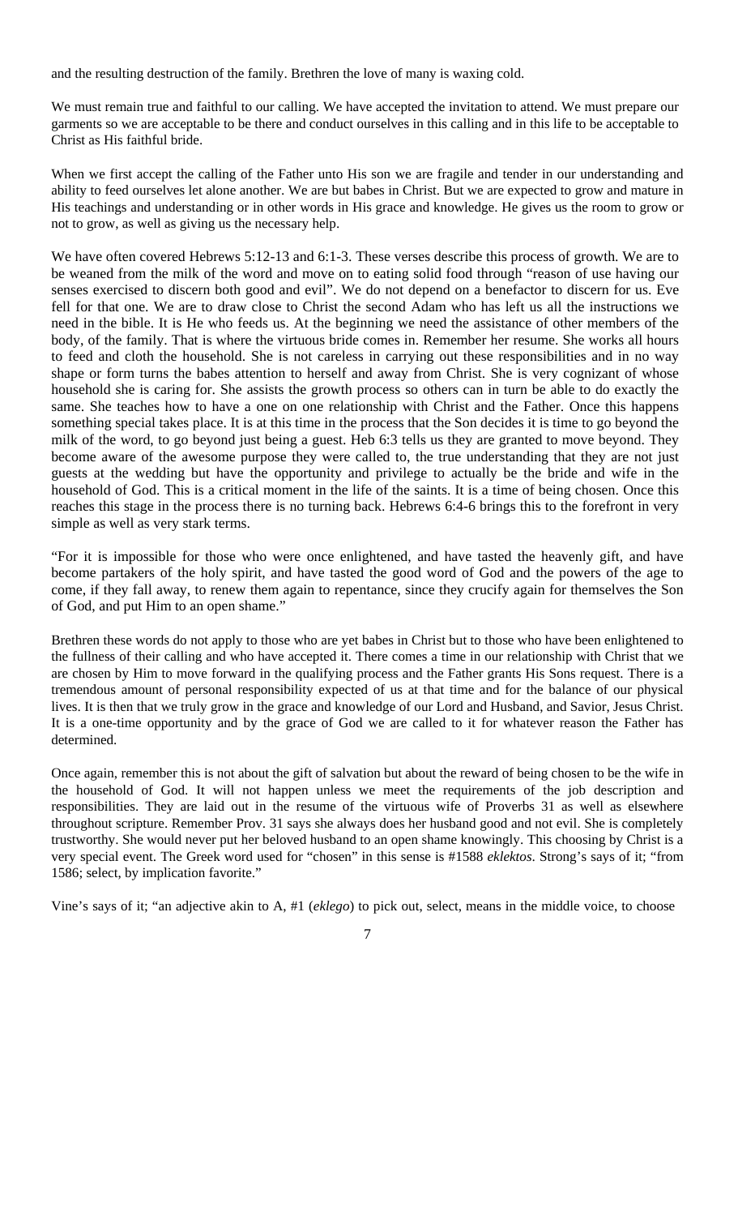and the resulting destruction of the family. Brethren the love of many is waxing cold.

We must remain true and faithful to our calling. We have accepted the invitation to attend. We must prepare our garments so we are acceptable to be there and conduct ourselves in this calling and in this life to be acceptable to Christ as His faithful bride.

When we first accept the calling of the Father unto His son we are fragile and tender in our understanding and ability to feed ourselves let alone another. We are but babes in Christ. But we are expected to grow and mature in His teachings and understanding or in other words in His grace and knowledge. He gives us the room to grow or not to grow, as well as giving us the necessary help.

We have often covered Hebrews 5:12-13 and 6:1-3. These verses describe this process of growth. We are to be weaned from the milk of the word and move on to eating solid food through "reason of use having our senses exercised to discern both good and evil". We do not depend on a benefactor to discern for us. Eve fell for that one. We are to draw close to Christ the second Adam who has left us all the instructions we need in the bible. It is He who feeds us. At the beginning we need the assistance of other members of the body, of the family. That is where the virtuous bride comes in. Remember her resume. She works all hours to feed and cloth the household. She is not careless in carrying out these responsibilities and in no way shape or form turns the babes attention to herself and away from Christ. She is very cognizant of whose household she is caring for. She assists the growth process so others can in turn be able to do exactly the same. She teaches how to have a one on one relationship with Christ and the Father. Once this happens something special takes place. It is at this time in the process that the Son decides it is time to go beyond the milk of the word, to go beyond just being a guest. Heb 6:3 tells us they are granted to move beyond. They become aware of the awesome purpose they were called to, the true understanding that they are not just guests at the wedding but have the opportunity and privilege to actually be the bride and wife in the household of God. This is a critical moment in the life of the saints. It is a time of being chosen. Once this reaches this stage in the process there is no turning back. Hebrews 6:4-6 brings this to the forefront in very simple as well as very stark terms.

"For it is impossible for those who were once enlightened, and have tasted the heavenly gift, and have become partakers of the holy spirit, and have tasted the good word of God and the powers of the age to come, if they fall away, to renew them again to repentance, since they crucify again for themselves the Son of God, and put Him to an open shame."

Brethren these words do not apply to those who are yet babes in Christ but to those who have been enlightened to the fullness of their calling and who have accepted it. There comes a time in our relationship with Christ that we are chosen by Him to move forward in the qualifying process and the Father grants His Sons request. There is a tremendous amount of personal responsibility expected of us at that time and for the balance of our physical lives. It is then that we truly grow in the grace and knowledge of our Lord and Husband, and Savior, Jesus Christ. It is a one-time opportunity and by the grace of God we are called to it for whatever reason the Father has determined.

Once again, remember this is not about the gift of salvation but about the reward of being chosen to be the wife in the household of God. It will not happen unless we meet the requirements of the job description and responsibilities. They are laid out in the resume of the virtuous wife of Proverbs 31 as well as elsewhere throughout scripture. Remember Prov. 31 says she always does her husband good and not evil. She is completely trustworthy. She would never put her beloved husband to an open shame knowingly. This choosing by Christ is a very special event. The Greek word used for "chosen" in this sense is #1588 *eklektos*. Strong's says of it; "from 1586; select, by implication favorite."

Vine's says of it; "an adjective akin to A, #1 (*eklego*) to pick out, select, means in the middle voice, to choose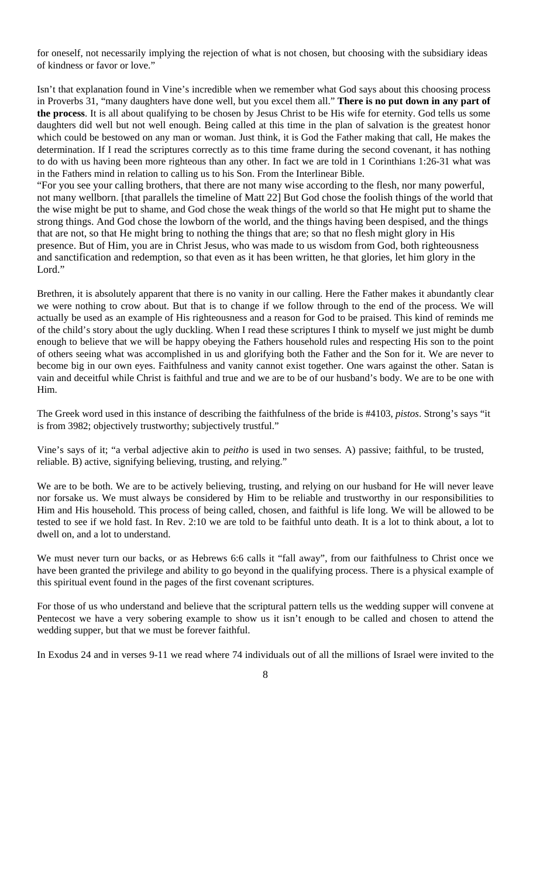for oneself, not necessarily implying the rejection of what is not chosen, but choosing with the subsidiary ideas of kindness or favor or love."

Isn't that explanation found in Vine's incredible when we remember what God says about this choosing process in Proverbs 31, "many daughters have done well, but you excel them all." **There is no put down in any part of the process**. It is all about qualifying to be chosen by Jesus Christ to be His wife for eternity. God tells us some daughters did well but not well enough. Being called at this time in the plan of salvation is the greatest honor which could be bestowed on any man or woman. Just think, it is God the Father making that call, He makes the determination. If I read the scriptures correctly as to this time frame during the second covenant, it has nothing to do with us having been more righteous than any other. In fact we are told in 1 Corinthians 1:26-31 what was in the Fathers mind in relation to calling us to his Son. From the Interlinear Bible.

"For you see your calling brothers, that there are not many wise according to the flesh, nor many powerful, not many wellborn. [that parallels the timeline of Matt 22] But God chose the foolish things of the world that the wise might be put to shame, and God chose the weak things of the world so that He might put to shame the strong things. And God chose the lowborn of the world, and the things having been despised, and the things that are not, so that He might bring to nothing the things that are; so that no flesh might glory in His presence. But of Him, you are in Christ Jesus, who was made to us wisdom from God, both righteousness and sanctification and redemption, so that even as it has been written, he that glories, let him glory in the Lord."

Brethren, it is absolutely apparent that there is no vanity in our calling. Here the Father makes it abundantly clear we were nothing to crow about. But that is to change if we follow through to the end of the process. We will actually be used as an example of His righteousness and a reason for God to be praised. This kind of reminds me of the child's story about the ugly duckling. When I read these scriptures I think to myself we just might be dumb enough to believe that we will be happy obeying the Fathers household rules and respecting His son to the point of others seeing what was accomplished in us and glorifying both the Father and the Son for it. We are never to become big in our own eyes. Faithfulness and vanity cannot exist together. One wars against the other. Satan is vain and deceitful while Christ is faithful and true and we are to be of our husband's body. We are to be one with Him.

The Greek word used in this instance of describing the faithfulness of the bride is #4103, *pistos*. Strong's says "it is from 3982; objectively trustworthy; subjectively trustful."

Vine's says of it; "a verbal adjective akin to *peitho* is used in two senses. A) passive; faithful, to be trusted, reliable. B) active, signifying believing, trusting, and relying."

We are to be both. We are to be actively believing, trusting, and relying on our husband for He will never leave nor forsake us. We must always be considered by Him to be reliable and trustworthy in our responsibilities to Him and His household. This process of being called, chosen, and faithful is life long. We will be allowed to be tested to see if we hold fast. In Rev. 2:10 we are told to be faithful unto death. It is a lot to think about, a lot to dwell on, and a lot to understand.

We must never turn our backs, or as Hebrews 6:6 calls it "fall away", from our faithfulness to Christ once we have been granted the privilege and ability to go beyond in the qualifying process. There is a physical example of this spiritual event found in the pages of the first covenant scriptures.

For those of us who understand and believe that the scriptural pattern tells us the wedding supper will convene at Pentecost we have a very sobering example to show us it isn't enough to be called and chosen to attend the wedding supper, but that we must be forever faithful.

In Exodus 24 and in verses 9-11 we read where 74 individuals out of all the millions of Israel were invited to the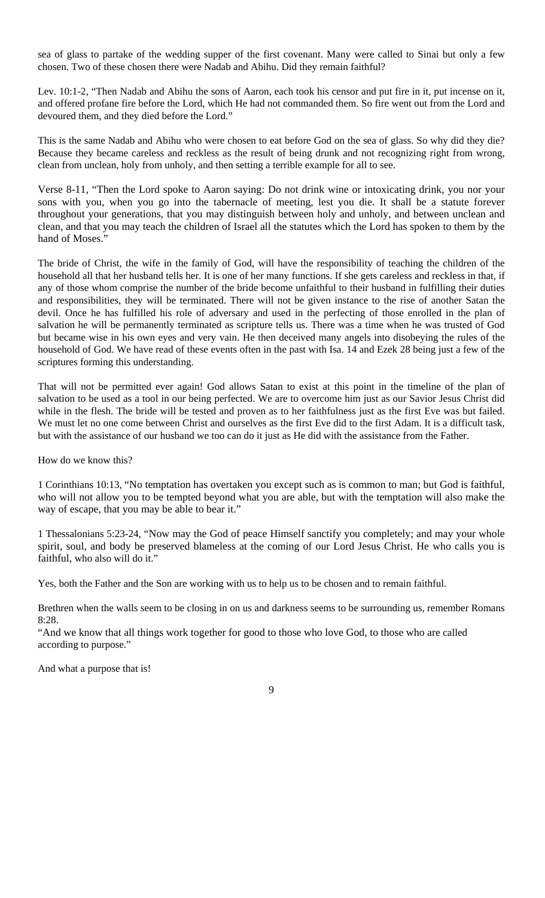sea of glass to partake of the wedding supper of the first covenant. Many were called to Sinai but only a few chosen. Two of these chosen there were Nadab and Abihu. Did they remain faithful?

Lev. 10:1-2, "Then Nadab and Abihu the sons of Aaron, each took his censor and put fire in it, put incense on it, and offered profane fire before the Lord, which He had not commanded them. So fire went out from the Lord and devoured them, and they died before the Lord."

This is the same Nadab and Abihu who were chosen to eat before God on the sea of glass. So why did they die? Because they became careless and reckless as the result of being drunk and not recognizing right from wrong, clean from unclean, holy from unholy, and then setting a terrible example for all to see.

Verse 8-11, "Then the Lord spoke to Aaron saying: Do not drink wine or intoxicating drink, you nor your sons with you, when you go into the tabernacle of meeting, lest you die. It shall be a statute forever throughout your generations, that you may distinguish between holy and unholy, and between unclean and clean, and that you may teach the children of Israel all the statutes which the Lord has spoken to them by the hand of Moses."

The bride of Christ, the wife in the family of God, will have the responsibility of teaching the children of the household all that her husband tells her. It is one of her many functions. If she gets careless and reckless in that, if any of those whom comprise the number of the bride become unfaithful to their husband in fulfilling their duties and responsibilities, they will be terminated. There will not be given instance to the rise of another Satan the devil. Once he has fulfilled his role of adversary and used in the perfecting of those enrolled in the plan of salvation he will be permanently terminated as scripture tells us. There was a time when he was trusted of God but became wise in his own eyes and very vain. He then deceived many angels into disobeying the rules of the household of God. We have read of these events often in the past with Isa. 14 and Ezek 28 being just a few of the scriptures forming this understanding.

That will not be permitted ever again! God allows Satan to exist at this point in the timeline of the plan of salvation to be used as a tool in our being perfected. We are to overcome him just as our Savior Jesus Christ did while in the flesh. The bride will be tested and proven as to her faithfulness just as the first Eve was but failed. We must let no one come between Christ and ourselves as the first Eve did to the first Adam. It is a difficult task, but with the assistance of our husband we too can do it just as He did with the assistance from the Father.

How do we know this?

1 Corinthians 10:13, "No temptation has overtaken you except such as is common to man; but God is faithful, who will not allow you to be tempted beyond what you are able, but with the temptation will also make the way of escape, that you may be able to bear it."

1 Thessalonians 5:23-24, "Now may the God of peace Himself sanctify you completely; and may your whole spirit, soul, and body be preserved blameless at the coming of our Lord Jesus Christ. He who calls you is faithful, who also will do it."

Yes, both the Father and the Son are working with us to help us to be chosen and to remain faithful.

Brethren when the walls seem to be closing in on us and darkness seems to be surrounding us, remember Romans 8:28.
"And we know that all things work together for good to those who love God, to those who are called according to purpose."

And what a purpose that is!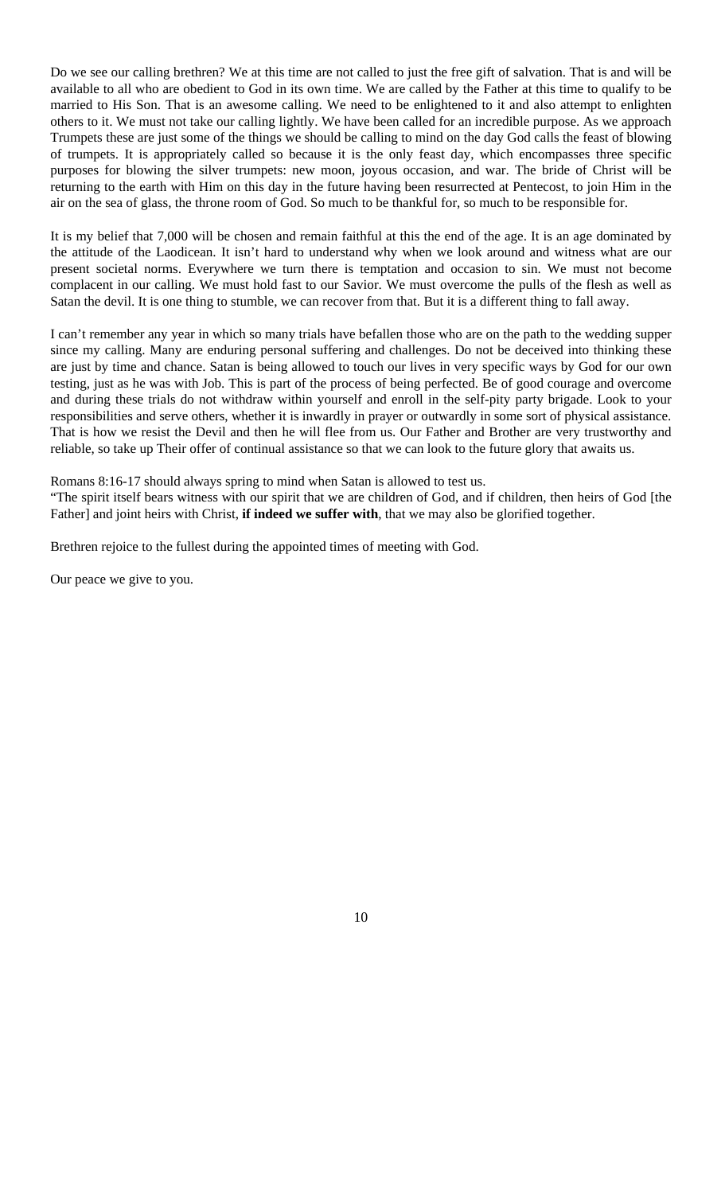Do we see our calling brethren? We at this time are not called to just the free gift of salvation. That is and will be available to all who are obedient to God in its own time. We are called by the Father at this time to qualify to be married to His Son. That is an awesome calling. We need to be enlightened to it and also attempt to enlighten others to it. We must not take our calling lightly. We have been called for an incredible purpose. As we approach Trumpets these are just some of the things we should be calling to mind on the day God calls the feast of blowing of trumpets. It is appropriately called so because it is the only feast day, which encompasses three specific purposes for blowing the silver trumpets: new moon, joyous occasion, and war. The bride of Christ will be returning to the earth with Him on this day in the future having been resurrected at Pentecost, to join Him in the air on the sea of glass, the throne room of God. So much to be thankful for, so much to be responsible for.

It is my belief that 7,000 will be chosen and remain faithful at this the end of the age. It is an age dominated by the attitude of the Laodicean. It isn't hard to understand why when we look around and witness what are our present societal norms. Everywhere we turn there is temptation and occasion to sin. We must not become complacent in our calling. We must hold fast to our Savior. We must overcome the pulls of the flesh as well as Satan the devil. It is one thing to stumble, we can recover from that. But it is a different thing to fall away.

I can't remember any year in which so many trials have befallen those who are on the path to the wedding supper since my calling. Many are enduring personal suffering and challenges. Do not be deceived into thinking these are just by time and chance. Satan is being allowed to touch our lives in very specific ways by God for our own testing, just as he was with Job. This is part of the process of being perfected. Be of good courage and overcome and during these trials do not withdraw within yourself and enroll in the self-pity party brigade. Look to your responsibilities and serve others, whether it is inwardly in prayer or outwardly in some sort of physical assistance. That is how we resist the Devil and then he will flee from us. Our Father and Brother are very trustworthy and reliable, so take up Their offer of continual assistance so that we can look to the future glory that awaits us.

Romans 8:16-17 should always spring to mind when Satan is allowed to test us.
"The spirit itself bears witness with our spirit that we are children of God, and if children, then heirs of God [the Father] and joint heirs with Christ, **if indeed we suffer with**, that we may also be glorified together.

Brethren rejoice to the fullest during the appointed times of meeting with God.

Our peace we give to you.